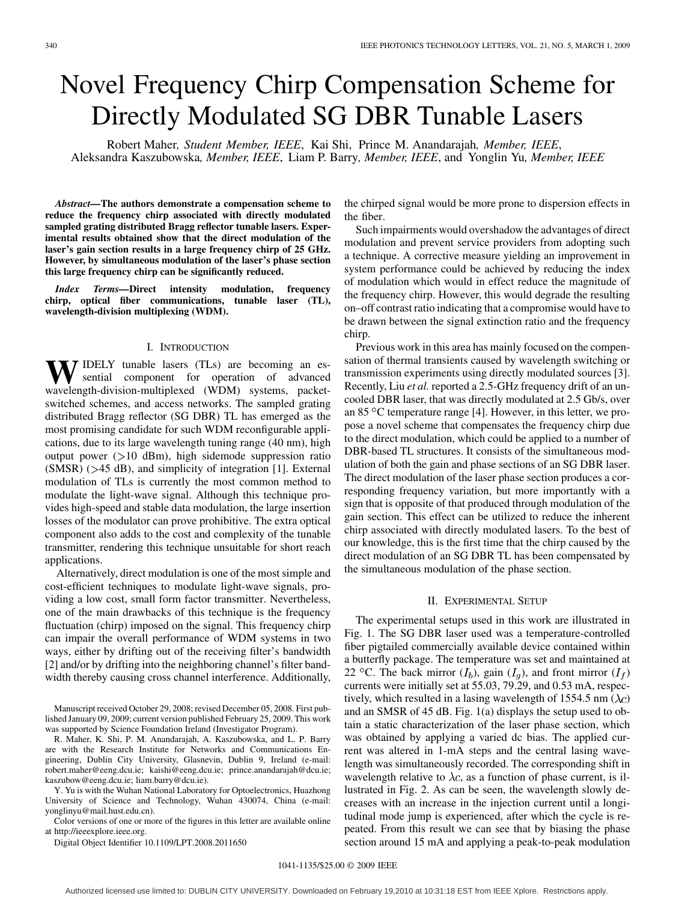# Novel Frequency Chirp Compensation Scheme for Directly Modulated SG DBR Tunable Lasers

Robert Maher, *Student Member, IEEE*, Kai Shi, Prince M. Anandarajah, *Member, IEEE*, Aleksandra Kaszubowska, *Member, IEEE*, Liam P. Barry, *Member, IEEE*, and Yonglin Yu, *Member, IEEE*

***Abstract*—The authors demonstrate a compensation scheme to reduce the frequency chirp associated with directly modulated sampled grating distributed Bragg reflector tunable lasers. Experimental results obtained show that the direct modulation of the laser's gain section results in a large frequency chirp of 25 GHz. However, by simultaneous modulation of the laser's phase section this large frequency chirp can be significantly reduced.**

***Index Terms*—Direct intensity modulation, frequency chirp, optical fiber communications, tunable laser (TL), wavelength-division multiplexing (WDM).**

## I. Introduction

Widely tunable lasers (TLs) are becoming an essential component for operation of advanced wavelength-division-multiplexed (WDM) systems, packet-switched schemes, and access networks. The sampled grating distributed Bragg reflector (SG DBR) TL has emerged as the most promising candidate for such WDM reconfigurable applications, due to its large wavelength tuning range (40 nm), high output power (>10 dBm), high sidemode suppression ratio (SMSR) (>45 dB), and simplicity of integration [1]. External modulation of TLs is currently the most common method to modulate the light-wave signal. Although this technique provides high-speed and stable data modulation, the large insertion losses of the modulator can prove prohibitive. The extra optical component also adds to the cost and complexity of the tunable transmitter, rendering this technique unsuitable for short reach applications.

Alternatively, direct modulation is one of the most simple and cost-efficient techniques to modulate light-wave signals, providing a low cost, small form factor transmitter. Nevertheless, one of the main drawbacks of this technique is the frequency fluctuation (chirp) imposed on the signal. This frequency chirp can impair the overall performance of WDM systems in two ways, either by drifting out of the receiving filter's bandwidth [2] and/or by drifting into the neighboring channel's filter bandwidth thereby causing cross channel interference. Additionally, the chirped signal would be more prone to dispersion effects in the fiber.

Such impairments would overshadow the advantages of direct modulation and prevent service providers from adopting such a technique. A corrective measure yielding an improvement in system performance could be achieved by reducing the index of modulation which would in effect reduce the magnitude of the frequency chirp. However, this would degrade the resulting on–off contrast ratio indicating that a compromise would have to be drawn between the signal extinction ratio and the frequency chirp.

Previous work in this area has mainly focused on the compensation of thermal transients caused by wavelength switching or transmission experiments using directly modulated sources [3]. Recently, Liu *et al.* reported a 2.5-GHz frequency drift of an uncooled DBR laser, that was directly modulated at 2.5 Gb/s, over an 85 °C temperature range [4]. However, in this letter, we propose a novel scheme that compensates the frequency chirp due to the direct modulation, which could be applied to a number of DBR-based TL structures. It consists of the simultaneous modulation of both the gain and phase sections of an SG DBR laser. The direct modulation of the laser phase section produces a corresponding frequency variation, but more importantly with a sign that is opposite of that produced through modulation of the gain section. This effect can be utilized to reduce the inherent chirp associated with directly modulated lasers. To the best of our knowledge, this is the first time that the chirp caused by the direct modulation of an SG DBR TL has been compensated by the simultaneous modulation of the phase section.

## II. Experimental Setup

The experimental setups used in this work are illustrated in Fig. 1. The SG DBR laser used was a temperature-controlled fiber pigtailed commercially available device contained within a butterfly package. The temperature was set and maintained at 22 °C. The back mirror ($I_b$), gain ($I_g$), and front mirror ($I_f$) currents were initially set at 55.03, 79.29, and 0.53 mA, respectively, which resulted in a lasing wavelength of 1554.5 nm ($\lambda_C$) and an SMSR of 45 dB. Fig. 1(a) displays the setup used to obtain a static characterization of the laser phase section, which was obtained by applying a varied dc bias. The applied current was altered in 1-mA steps and the central lasing wavelength was simultaneously recorded. The corresponding shift in wavelength relative to $\lambda_C$, as a function of phase current, is illustrated in Fig. 2. As can be seen, the wavelength slowly decreases with an increase in the injection current until a longitudinal mode jump is experienced, after which the cycle is repeated. From this result we can see that by biasing the phase section around 15 mA and applying a peak-to-peak modulation

Manuscript received October 29, 2008; revised December 05, 2008. First published January 09, 2009; current version published February 25, 2009. This work was supported by Science Foundation Ireland (Investigator Program).

R. Maher, K. Shi, P. M. Anandarajah, A. Kaszubowska, and L. P. Barry are with the Research Institute for Networks and Communications Engineering, Dublin City University, Glasnevin, Dublin 9, Ireland (e-mail: robert.maher@eeng.dcu.ie; kaishi@eeng.dcu.ie; prince.anandarajah@dcu.ie; kaszubow@eeng.dcu.ie; liam.barry@dcu.ie).

Y. Yu is with the Wuhan National Laboratory for Optoelectronics, Huazhong University of Science and Technology, Wuhan 430074, China (e-mail: yonglinyu@mail.hust.edu.cn).

Color versions of one or more of the figures in this letter are available online at http://ieeexplore.ieee.org.

Digital Object Identifier 10.1109/LPT.2008.2011650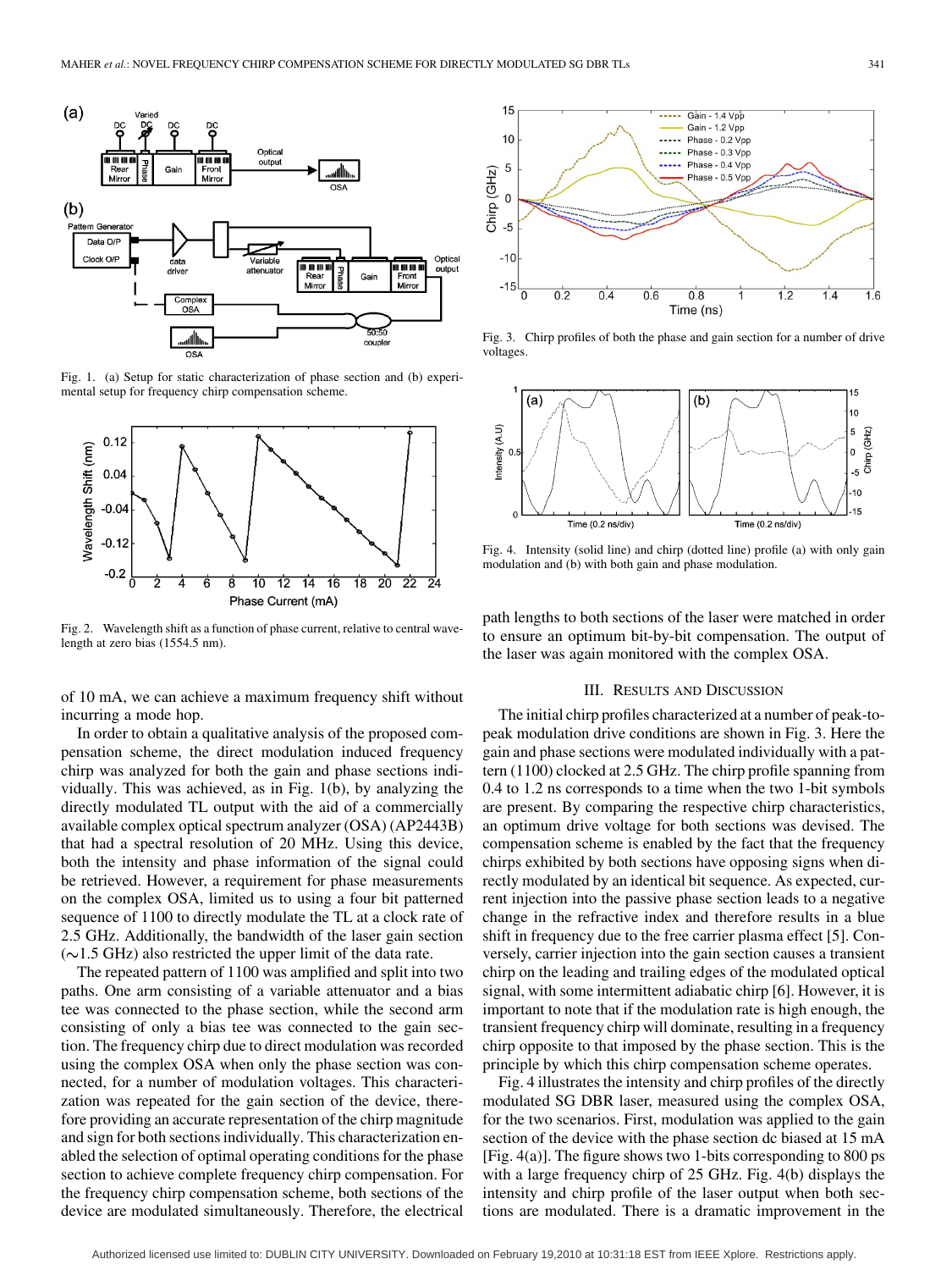Fig. 1. (a) Setup for static characterization of phase section and (b) experimental setup for frequency chirp compensation scheme.

Fig. 2. Wavelength shift as a function of phase current, relative to central wavelength at zero bias (1554.5 nm).

of 10 mA, we can achieve a maximum frequency shift without incurring a mode hop.

In order to obtain a qualitative analysis of the proposed compensation scheme, the direct modulation induced frequency chirp was analyzed for both the gain and phase sections individually. This was achieved, as in Fig. 1(b), by analyzing the directly modulated TL output with the aid of a commercially available complex optical spectrum analyzer (OSA) (AP2443B) that had a spectral resolution of 20 MHz. Using this device, both the intensity and phase information of the signal could be retrieved. However, a requirement for phase measurements on the complex OSA, limited us to using a four bit patterned sequence of 1100 to directly modulate the TL at a clock rate of 2.5 GHz. Additionally, the bandwidth of the laser gain section (~1.5 GHz) also restricted the upper limit of the data rate.

The repeated pattern of 1100 was amplified and split into two paths. One arm consisting of a variable attenuator and a bias tee was connected to the phase section, while the second arm consisting of only a bias tee was connected to the gain section. The frequency chirp due to direct modulation was recorded using the complex OSA when only the phase section was connected, for a number of modulation voltages. This characterization was repeated for the gain section of the device, therefore providing an accurate representation of the chirp magnitude and sign for both sections individually. This characterization enabled the selection of optimal operating conditions for the phase section to achieve complete frequency chirp compensation. For the frequency chirp compensation scheme, both sections of the device are modulated simultaneously. Therefore, the electrical

Fig. 3. Chirp profiles of both the phase and gain section for a number of drive voltages.

Fig. 4. Intensity (solid line) and chirp (dotted line) profile (a) with only gain modulation and (b) with both gain and phase modulation.

path lengths to both sections of the laser were matched in order to ensure an optimum bit-by-bit compensation. The output of the laser was again monitored with the complex OSA.

## III. Results and Discussion

The initial chirp profiles characterized at a number of peak-to-peak modulation drive conditions are shown in Fig. 3. Here the gain and phase sections were modulated individually with a pattern (1100) clocked at 2.5 GHz. The chirp profile spanning from 0.4 to 1.2 ns corresponds to a time when the two 1-bit symbols are present. By comparing the respective chirp characteristics, an optimum drive voltage for both sections was devised. The compensation scheme is enabled by the fact that the frequency chirps exhibited by both sections have opposing signs when directly modulated by an identical bit sequence. As expected, current injection into the passive phase section leads to a negative change in the refractive index and therefore results in a blue shift in frequency due to the free carrier plasma effect [5]. Conversely, carrier injection into the gain section causes a transient chirp on the leading and trailing edges of the modulated optical signal, with some intermittent adiabatic chirp [6]. However, it is important to note that if the modulation rate is high enough, the transient frequency chirp will dominate, resulting in a frequency chirp opposite to that imposed by the phase section. This is the principle by which this chirp compensation scheme operates.

Fig. 4 illustrates the intensity and chirp profiles of the directly modulated SG DBR laser, measured using the complex OSA, for the two scenarios. First, modulation was applied to the gain section of the device with the phase section dc biased at 15 mA [Fig. 4(a)]. The figure shows two 1-bits corresponding to 800 ps with a large frequency chirp of 25 GHz. Fig. 4(b) displays the intensity and chirp profile of the laser output when both sections are modulated. There is a dramatic improvement in the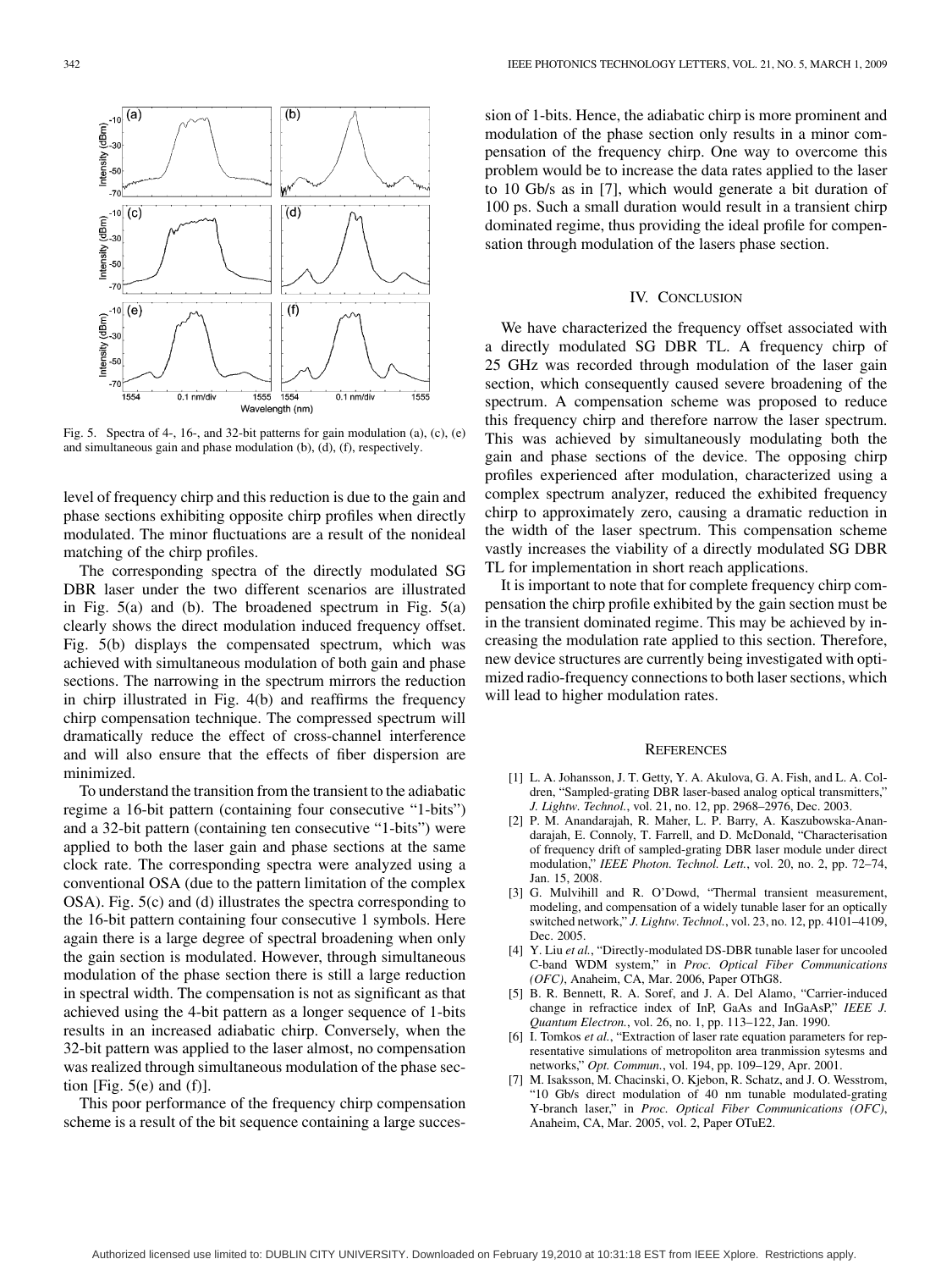(a)
(b)
(c)
(d)
(e)
(f)
Intensity (dBm)
-10
-30
-50
-70
1554
0.1 nm/div
1555
Wavelength (nm)

Fig. 5. Spectra of 4-, 16-, and 32-bit patterns for gain modulation (a), (c), (e) and simultaneous gain and phase modulation (b), (d), (f), respectively.

level of frequency chirp and this reduction is due to the gain and phase sections exhibiting opposite chirp profiles when directly modulated. The minor fluctuations are a result of the nonideal matching of the chirp profiles.

The corresponding spectra of the directly modulated SG DBR laser under the two different scenarios are illustrated in Fig. 5(a) and (b). The broadened spectrum in Fig. 5(a) clearly shows the direct modulation induced frequency offset. Fig. 5(b) displays the compensated spectrum, which was achieved with simultaneous modulation of both gain and phase sections. The narrowing in the spectrum mirrors the reduction in chirp illustrated in Fig. 4(b) and reaffirms the frequency chirp compensation technique. The compressed spectrum will dramatically reduce the effect of cross-channel interference and will also ensure that the effects of fiber dispersion are minimized.

To understand the transition from the transient to the adiabatic regime a 16-bit pattern (containing four consecutive "1-bits") and a 32-bit pattern (containing ten consecutive "1-bits") were applied to both the laser gain and phase sections at the same clock rate. The corresponding spectra were analyzed using a conventional OSA (due to the pattern limitation of the complex OSA). Fig. 5(c) and (d) illustrates the spectra corresponding to the 16-bit pattern containing four consecutive 1 symbols. Here again there is a large degree of spectral broadening when only the gain section is modulated. However, through simultaneous modulation of the phase section there is still a large reduction in spectral width. The compensation is not as significant as that achieved using the 4-bit pattern as a longer sequence of 1-bits results in an increased adiabatic chirp. Conversely, when the 32-bit pattern was applied to the laser almost, no compensation was realized through simultaneous modulation of the phase section [Fig. 5(e) and (f)].

This poor performance of the frequency chirp compensation scheme is a result of the bit sequence containing a large succession of 1-bits. Hence, the adiabatic chirp is more prominent and modulation of the phase section only results in a minor compensation of the frequency chirp. One way to overcome this problem would be to increase the data rates applied to the laser to 10 Gb/s as in [7], which would generate a bit duration of 100 ps. Such a small duration would result in a transient chirp dominated regime, thus providing the ideal profile for compensation through modulation of the lasers phase section.

## IV. Conclusion

We have characterized the frequency offset associated with a directly modulated SG DBR TL. A frequency chirp of 25 GHz was recorded through modulation of the laser gain section, which consequently caused severe broadening of the spectrum. A compensation scheme was proposed to reduce this frequency chirp and therefore narrow the laser spectrum. This was achieved by simultaneously modulating both the gain and phase sections of the device. The opposing chirp profiles experienced after modulation, characterized using a complex spectrum analyzer, reduced the exhibited frequency chirp to approximately zero, causing a dramatic reduction in the width of the laser spectrum. This compensation scheme vastly increases the viability of a directly modulated SG DBR TL for implementation in short reach applications.

It is important to note that for complete frequency chirp compensation the chirp profile exhibited by the gain section must be in the transient dominated regime. This may be achieved by increasing the modulation rate applied to this section. Therefore, new device structures are currently being investigated with optimized radio-frequency connections to both laser sections, which will lead to higher modulation rates.

## References

[1] L. A. Johansson, J. T. Getty, Y. A. Akulova, G. A. Fish, and L. A. Coldren, "Sampled-grating DBR laser-based analog optical transmitters," *J. Lightw. Technol.*, vol. 21, no. 12, pp. 2968–2976, Dec. 2003.

[2] P. M. Anandarajah, R. Maher, L. P. Barry, A. Kaszubowska-Anandarajah, E. Connoly, T. Farrell, and D. McDonald, "Characterisation of frequency drift of sampled-grating DBR laser module under direct modulation," *IEEE Photon. Technol. Lett.*, vol. 20, no. 2, pp. 72–74, Jan. 15, 2008.

[3] G. Mulvihill and R. O'Dowd, "Thermal transient measurement, modeling, and compensation of a widely tunable laser for an optically switched network," *J. Lightw. Technol.*, vol. 23, no. 12, pp. 4101–4109, Dec. 2005.

[4] Y. Liu *et al.*, "Directly-modulated DS-DBR tunable laser for uncooled C-band WDM system," in *Proc. Optical Fiber Communications (OFC)*, Anaheim, CA, Mar. 2006, Paper OThG8.

[5] B. R. Bennett, R. A. Soref, and J. A. Del Alamo, "Carrier-induced change in refractice index of InP, GaAs and InGaAsP," *IEEE J. Quantum Electron.*, vol. 26, no. 1, pp. 113–122, Jan. 1990.

[6] I. Tomkos *et al.*, "Extraction of laser rate equation parameters for representative simulations of metropoliton area tranmission sytesms and networks," *Opt. Commun.*, vol. 194, pp. 109–129, Apr. 2001.

[7] M. Isaksson, M. Chacinski, O. Kjebon, R. Schatz, and J. O. Wesstrom, "10 Gb/s direct modulation of 40 nm tunable modulated-grating Y-branch laser," in *Proc. Optical Fiber Communications (OFC)*, Anaheim, CA, Mar. 2005, vol. 2, Paper OTuE2.